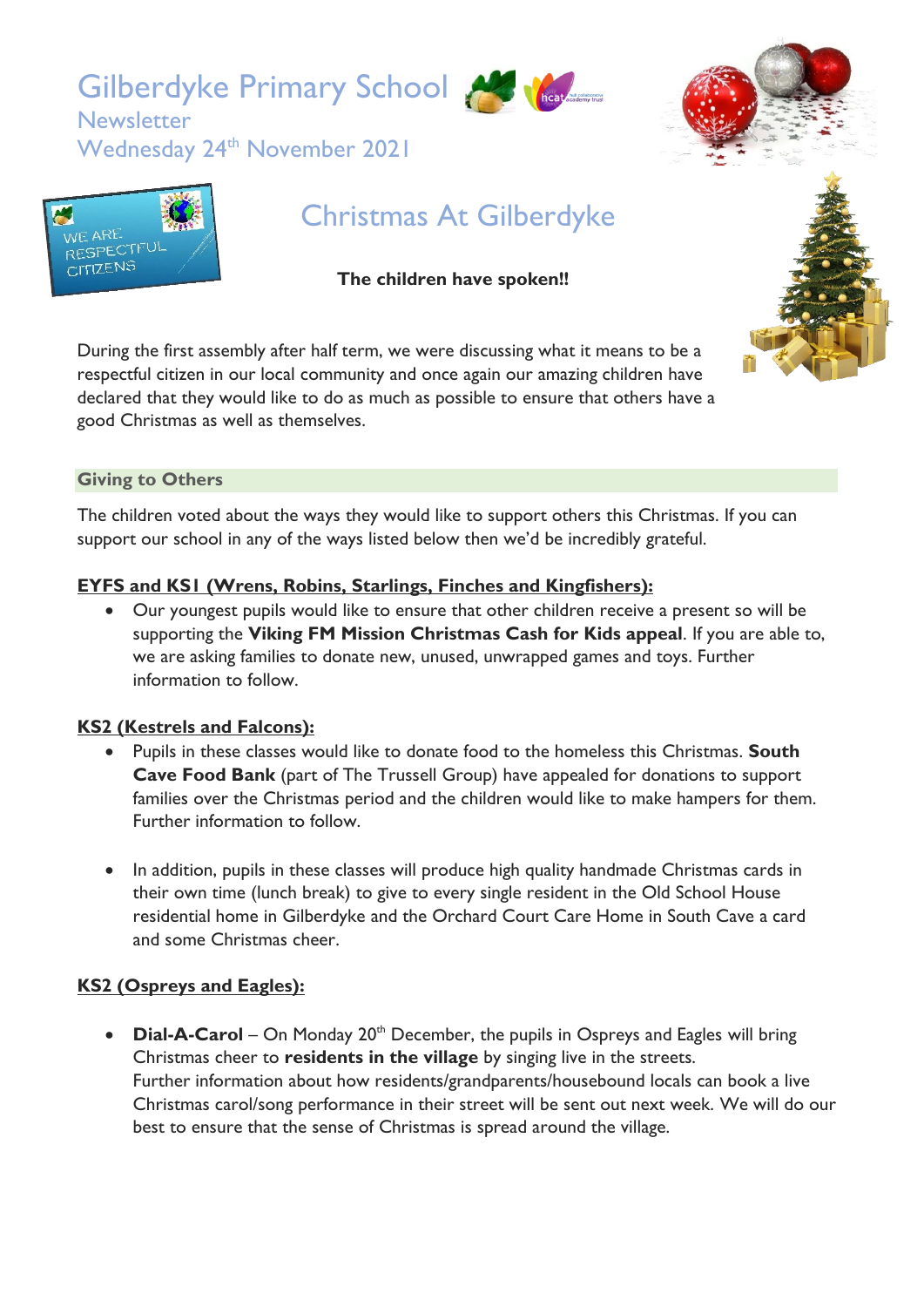# Gilberdyke Primary School

Newsletter

Wednesday 24th November 2021

WE ARE RESPECTFUL CITIZENS

## Christmas At Gilberdyke

**The children have spoken!!**

During the first assembly after half term, we were discussing what it means to be a respectful citizen in our local community and once again our amazing children have declared that they would like to do as much as possible to ensure that others have a good Christmas as well as themselves.

### Giving to Others

The children voted about the ways they would like to support others this Christmas. If you can support our school in any of the ways listed below then we'd be incredibly grateful.

**EYFS and KS1 (Wrens, Robins, Starlings, Finches and Kingfishers):**

- Our youngest pupils would like to ensure that other children receive a present so will be supporting the **Viking FM Mission Christmas Cash for Kids appeal**. If you are able to, we are asking families to donate new, unused, unwrapped games and toys. Further information to follow.

**KS2 (Kestrels and Falcons):**

- Pupils in these classes would like to donate food to the homeless this Christmas. **South Cave Food Bank** (part of The Trussell Group) have appealed for donations to support families over the Christmas period and the children would like to make hampers for them. Further information to follow.

- In addition, pupils in these classes will produce high quality handmade Christmas cards in their own time (lunch break) to give to every single resident in the Old School House residential home in Gilberdyke and the Orchard Court Care Home in South Cave a card and some Christmas cheer.

**KS2 (Ospreys and Eagles):**

- **Dial-A-Carol** – On Monday 20th December, the pupils in Ospreys and Eagles will bring Christmas cheer to **residents in the village** by singing live in the streets.
  Further information about how residents/grandparents/housebound locals can book a live Christmas carol/song performance in their street will be sent out next week. We will do our best to ensure that the sense of Christmas is spread around the village.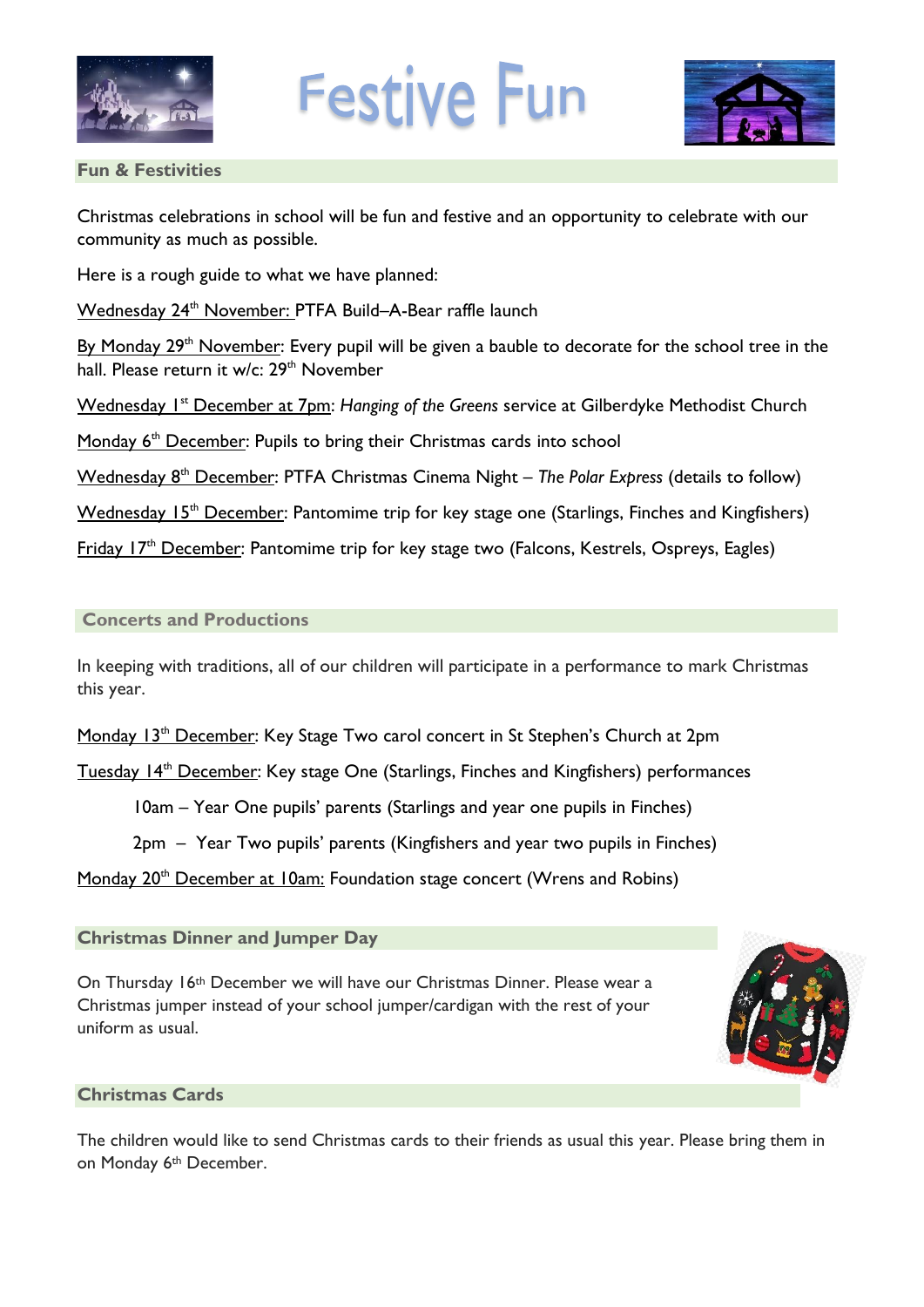# Festive Fun

## Fun & Festivities

Christmas celebrations in school will be fun and festive and an opportunity to celebrate with our community as much as possible.

Here is a rough guide to what we have planned:

Wednesday 24th November: PTFA Build–A-Bear raffle launch

By Monday 29th November: Every pupil will be given a bauble to decorate for the school tree in the hall. Please return it w/c: 29th November

Wednesday 1st December at 7pm: *Hanging of the Greens* service at Gilberdyke Methodist Church

Monday 6th December: Pupils to bring their Christmas cards into school

Wednesday 8th December: PTFA Christmas Cinema Night – *The Polar Express* (details to follow)

Wednesday 15th December: Pantomime trip for key stage one (Starlings, Finches and Kingfishers)

Friday 17th December: Pantomime trip for key stage two (Falcons, Kestrels, Ospreys, Eagles)

## Concerts and Productions

In keeping with traditions, all of our children will participate in a performance to mark Christmas this year.

Monday 13th December: Key Stage Two carol concert in St Stephen's Church at 2pm

Tuesday 14th December: Key stage One (Starlings, Finches and Kingfishers) performances

10am – Year One pupils' parents (Starlings and year one pupils in Finches)

2pm – Year Two pupils' parents (Kingfishers and year two pupils in Finches)

Monday 20th December at 10am: Foundation stage concert (Wrens and Robins)

## Christmas Dinner and Jumper Day

On Thursday 16th December we will have our Christmas Dinner. Please wear a Christmas jumper instead of your school jumper/cardigan with the rest of your uniform as usual.

## Christmas Cards

The children would like to send Christmas cards to their friends as usual this year. Please bring them in on Monday 6th December.